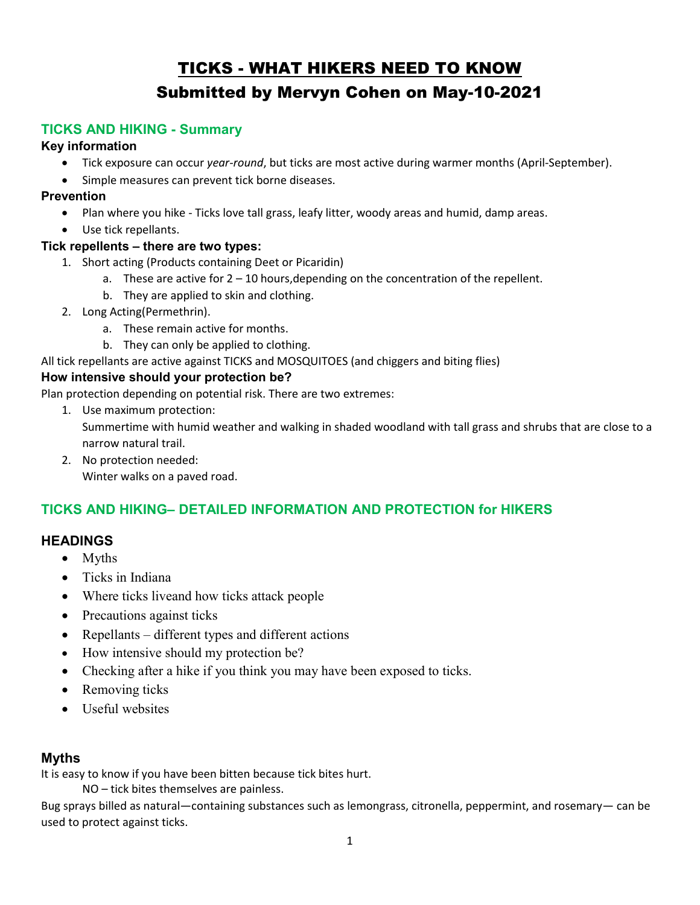# TICKS - WHAT HIKERS NEED TO KNOW

## Submitted by Mervyn Cohen on May-10-2021

### TICKS AND HIKING - Summary

**Key information**

- Tick exposure can occur *year-round*, but ticks are most active during warmer months (April-September).
- Simple measures can prevent tick borne diseases.

**Prevention**

- Plan where you hike - Ticks love tall grass, leafy litter, woody areas and humid, damp areas.
- Use tick repellants.

**Tick repellents – there are two types:**

1. Short acting (Products containing Deet or Picaridin)
   a. These are active for 2 – 10 hours,depending on the concentration of the repellent.
   b. They are applied to skin and clothing.
2. Long Acting(Permethrin).
   a. These remain active for months.
   b. They can only be applied to clothing.

All tick repellants are active against TICKS and MOSQUITOES (and chiggers and biting flies)

**How intensive should your protection be?**

Plan protection depending on potential risk. There are two extremes:

1. Use maximum protection:
   Summertime with humid weather and walking in shaded woodland with tall grass and shrubs that are close to a narrow natural trail.
2. No protection needed:
   Winter walks on a paved road.

### TICKS AND HIKING– DETAILED INFORMATION AND PROTECTION for HIKERS

### HEADINGS

- Myths
- Ticks in Indiana
- Where ticks liveand how ticks attack people
- Precautions against ticks
- Repellants – different types and different actions
- How intensive should my protection be?
- Checking after a hike if you think you may have been exposed to ticks.
- Removing ticks
- Useful websites

### Myths

It is easy to know if you have been bitten because tick bites hurt.

NO – tick bites themselves are painless.

Bug sprays billed as natural—containing substances such as lemongrass, citronella, peppermint, and rosemary— can be used to protect against ticks.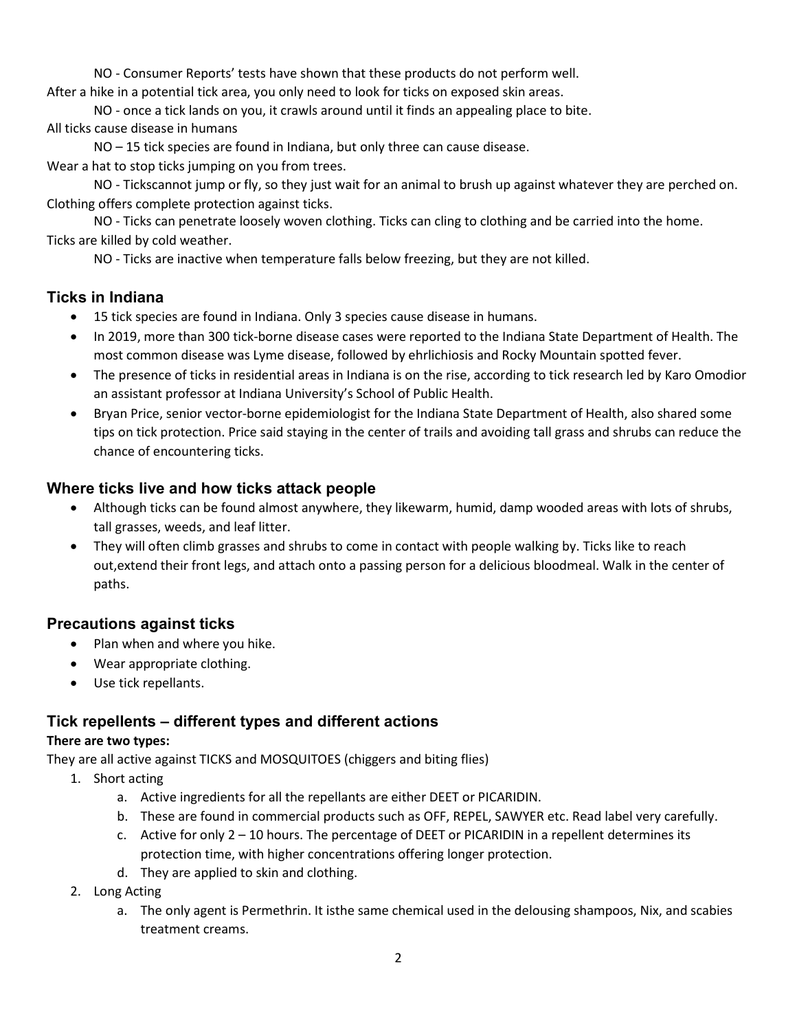NO - Consumer Reports' tests have shown that these products do not perform well.

After a hike in a potential tick area, you only need to look for ticks on exposed skin areas.

NO - once a tick lands on you, it crawls around until it finds an appealing place to bite.

All ticks cause disease in humans

NO – 15 tick species are found in Indiana, but only three can cause disease.

Wear a hat to stop ticks jumping on you from trees.

NO - Tickscannot jump or fly, so they just wait for an animal to brush up against whatever they are perched on.

Clothing offers complete protection against ticks.

NO - Ticks can penetrate loosely woven clothing. Ticks can cling to clothing and be carried into the home.

Ticks are killed by cold weather.

NO - Ticks are inactive when temperature falls below freezing, but they are not killed.

## Ticks in Indiana

- 15 tick species are found in Indiana. Only 3 species cause disease in humans.
- In 2019, more than 300 tick-borne disease cases were reported to the Indiana State Department of Health. The most common disease was Lyme disease, followed by ehrlichiosis and Rocky Mountain spotted fever.
- The presence of ticks in residential areas in Indiana is on the rise, according to tick research led by Karo Omodior an assistant professor at Indiana University's School of Public Health.
- Bryan Price, senior vector-borne epidemiologist for the Indiana State Department of Health, also shared some tips on tick protection. Price said staying in the center of trails and avoiding tall grass and shrubs can reduce the chance of encountering ticks.

## Where ticks live and how ticks attack people

- Although ticks can be found almost anywhere, they likewarm, humid, damp wooded areas with lots of shrubs, tall grasses, weeds, and leaf litter.
- They will often climb grasses and shrubs to come in contact with people walking by. Ticks like to reach out,extend their front legs, and attach onto a passing person for a delicious bloodmeal. Walk in the center of paths.

## Precautions against ticks

- Plan when and where you hike.
- Wear appropriate clothing.
- Use tick repellants.

## Tick repellents – different types and different actions

**There are two types:**

They are all active against TICKS and MOSQUITOES (chiggers and biting flies)

1. Short acting
   a. Active ingredients for all the repellants are either DEET or PICARIDIN.
   b. These are found in commercial products such as OFF, REPEL, SAWYER etc. Read label very carefully.
   c. Active for only 2 – 10 hours. The percentage of DEET or PICARIDIN in a repellent determines its protection time, with higher concentrations offering longer protection.
   d. They are applied to skin and clothing.
2. Long Acting
   a. The only agent is Permethrin. It isthe same chemical used in the delousing shampoos, Nix, and scabies treatment creams.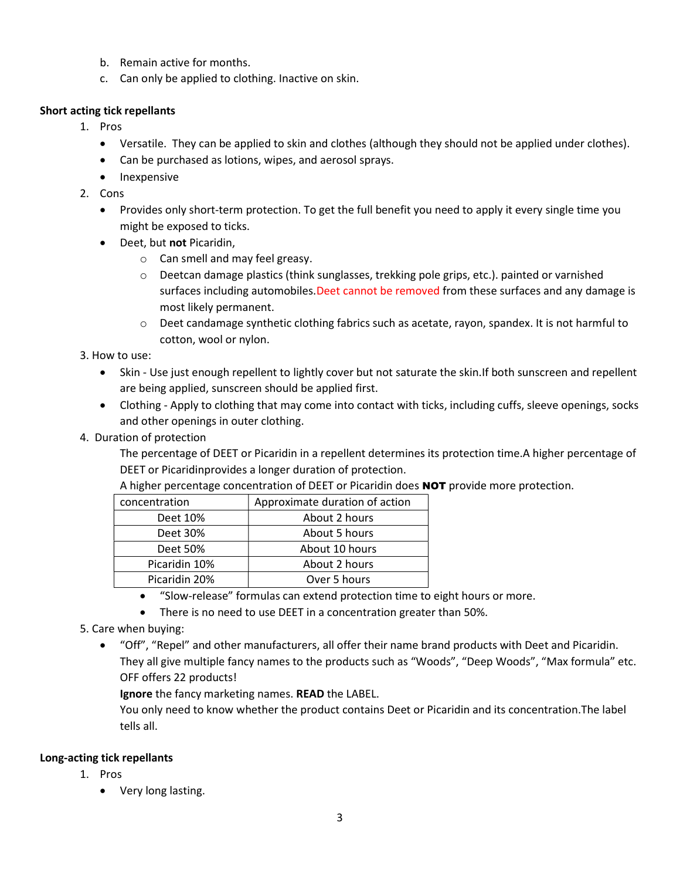b. Remain active for months.
c. Can only be applied to clothing. Inactive on skin.

**Short acting tick repellants**

1. Pros
   - Versatile. They can be applied to skin and clothes (although they should not be applied under clothes).
   - Can be purchased as lotions, wipes, and aerosol sprays.
   - Inexpensive
2. Cons
   - Provides only short-term protection. To get the full benefit you need to apply it every single time you might be exposed to ticks.
   - Deet, but **not** Picaridin,
     - Can smell and may feel greasy.
     - Deetcan damage plastics (think sunglasses, trekking pole grips, etc.). painted or varnished surfaces including automobiles.Deet cannot be removed from these surfaces and any damage is most likely permanent.
     - Deet candamage synthetic clothing fabrics such as acetate, rayon, spandex. It is not harmful to cotton, wool or nylon.
3. How to use:
   - Skin - Use just enough repellent to lightly cover but not saturate the skin.If both sunscreen and repellent are being applied, sunscreen should be applied first.
   - Clothing - Apply to clothing that may come into contact with ticks, including cuffs, sleeve openings, socks and other openings in outer clothing.
4. Duration of protection

   The percentage of DEET or Picaridin in a repellent determines its protection time.A higher percentage of DEET or Picaridinprovides a longer duration of protection.

   A higher percentage concentration of DEET or Picaridin does **NOT** provide more protection.

| concentration | Approximate duration of action |
|---|---|
| Deet 10% | About 2 hours |
| Deet 30% | About 5 hours |
| Deet 50% | About 10 hours |
| Picaridin 10% | About 2 hours |
| Picaridin 20% | Over 5 hours |

   - "Slow-release" formulas can extend protection time to eight hours or more.
   - There is no need to use DEET in a concentration greater than 50%.
5. Care when buying:
   - "Off", "Repel" and other manufacturers, all offer their name brand products with Deet and Picaridin. They all give multiple fancy names to the products such as "Woods", "Deep Woods", "Max formula" etc. OFF offers 22 products!

     **Ignore** the fancy marketing names. **READ** the LABEL.

     You only need to know whether the product contains Deet or Picaridin and its concentration.The label tells all.

**Long-acting tick repellants**

1. Pros
   - Very long lasting.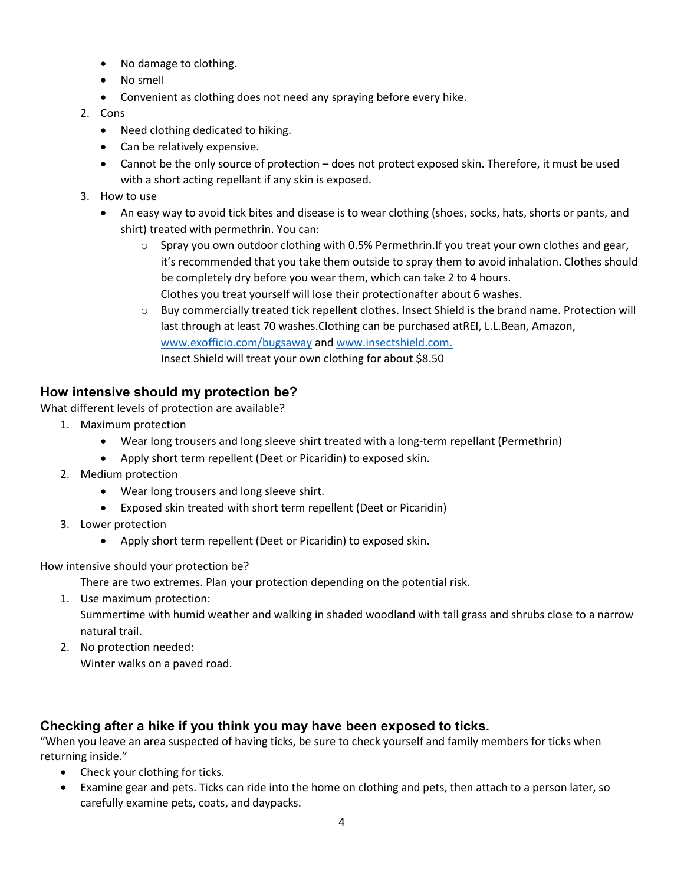- No damage to clothing.
- No smell
- Convenient as clothing does not need any spraying before every hike.

2. Cons
   - Need clothing dedicated to hiking.
   - Can be relatively expensive.
   - Cannot be the only source of protection – does not protect exposed skin. Therefore, it must be used with a short acting repellant if any skin is exposed.
3. How to use
   - An easy way to avoid tick bites and disease is to wear clothing (shoes, socks, hats, shorts or pants, and shirt) treated with permethrin. You can:
     - Spray you own outdoor clothing with 0.5% Permethrin.If you treat your own clothes and gear, it's recommended that you take them outside to spray them to avoid inhalation. Clothes should be completely dry before you wear them, which can take 2 to 4 hours.
       Clothes you treat yourself will lose their protectionafter about 6 washes.
     - Buy commercially treated tick repellent clothes. Insect Shield is the brand name. Protection will last through at least 70 washes.Clothing can be purchased atREI, L.L.Bean, Amazon, [www.exofficio.com/bugsaway](www.exofficio.com/bugsaway) and [www.insectshield.com.](www.insectshield.com)
       Insect Shield will treat your own clothing for about $8.50

## How intensive should my protection be?

What different levels of protection are available?

1. Maximum protection
   - Wear long trousers and long sleeve shirt treated with a long-term repellant (Permethrin)
   - Apply short term repellent (Deet or Picaridin) to exposed skin.
2. Medium protection
   - Wear long trousers and long sleeve shirt.
   - Exposed skin treated with short term repellent (Deet or Picaridin)
3. Lower protection
   - Apply short term repellent (Deet or Picaridin) to exposed skin.

How intensive should your protection be?

There are two extremes. Plan your protection depending on the potential risk.

1. Use maximum protection:
   Summertime with humid weather and walking in shaded woodland with tall grass and shrubs close to a narrow natural trail.
2. No protection needed:
   Winter walks on a paved road.

## Checking after a hike if you think you may have been exposed to ticks.

"When you leave an area suspected of having ticks, be sure to check yourself and family members for ticks when returning inside."

- Check your clothing for ticks.
- Examine gear and pets. Ticks can ride into the home on clothing and pets, then attach to a person later, so carefully examine pets, coats, and daypacks.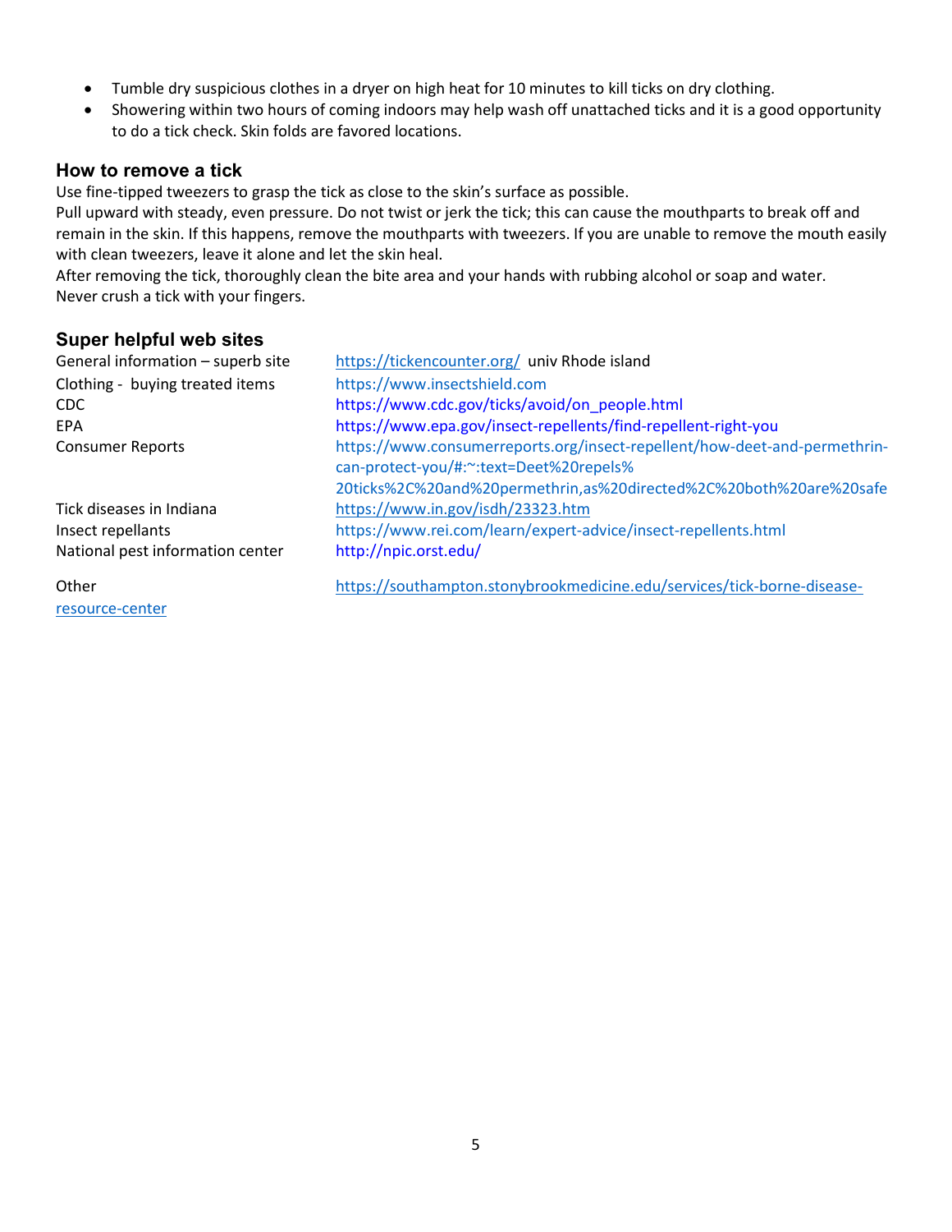- Tumble dry suspicious clothes in a dryer on high heat for 10 minutes to kill ticks on dry clothing.
- Showering within two hours of coming indoors may help wash off unattached ticks and it is a good opportunity to do a tick check. Skin folds are favored locations.

## How to remove a tick

Use fine-tipped tweezers to grasp the tick as close to the skin's surface as possible.
Pull upward with steady, even pressure. Do not twist or jerk the tick; this can cause the mouthparts to break off and remain in the skin. If this happens, remove the mouthparts with tweezers. If you are unable to remove the mouth easily with clean tweezers, leave it alone and let the skin heal.
After removing the tick, thoroughly clean the bite area and your hands with rubbing alcohol or soap and water.
Never crush a tick with your fingers.

## Super helpful web sites

| | |
|---|---|
| General information – superb site | https://tickencounter.org/ univ Rhode island |
| Clothing - buying treated items | https://www.insectshield.com |
| CDC | https://www.cdc.gov/ticks/avoid/on_people.html |
| EPA | https://www.epa.gov/insect-repellents/find-repellent-right-you |
| Consumer Reports | https://www.consumerreports.org/insect-repellent/how-deet-and-permethrin-can-protect-you/#:~:text=Deet%20repels%20ticks%2C%20and%20permethrin,as%20directed%2C%20both%20are%20safe |
| Tick diseases in Indiana | https://www.in.gov/isdh/23323.htm |
| Insect repellants | https://www.rei.com/learn/expert-advice/insect-repellents.html |
| National pest information center | http://npic.orst.edu/ |
| Other | https://southampton.stonybrookmedicine.edu/services/tick-borne-disease-resource-center |